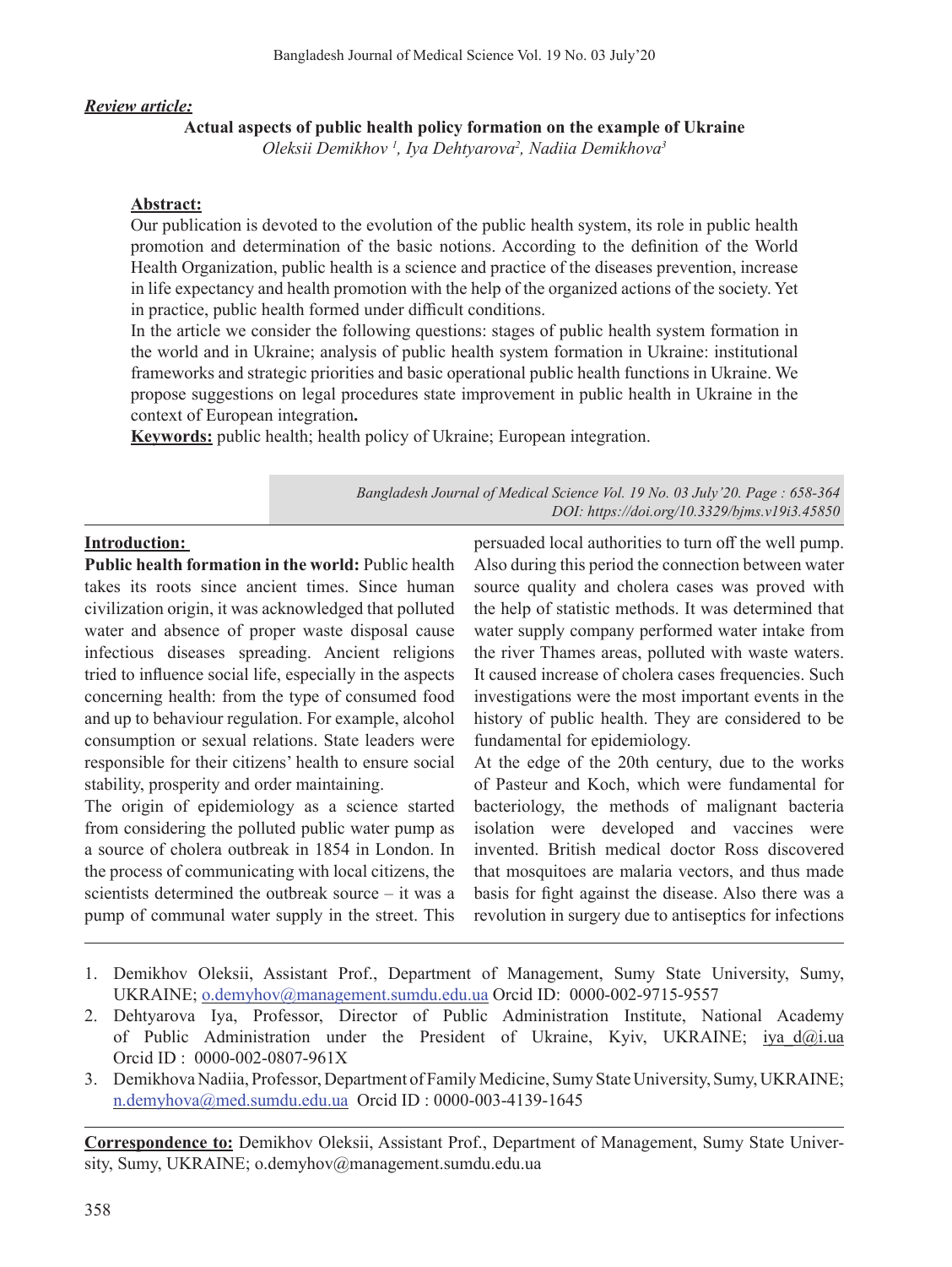***Review article:***

# Actual aspects of public health policy formation on the example of Ukraine

*Oleksii Demikhov [1], Iya Dehtyarova[2], Nadiia Demikhova[3]*

**Abstract:**

Our publication is devoted to the evolution of the public health system, its role in public health promotion and determination of the basic notions. According to the definition of the World Health Organization, public health is a science and practice of the diseases prevention, increase in life expectancy and health promotion with the help of the organized actions of the society. Yet in practice, public health formed under difficult conditions.

In the article we consider the following questions: stages of public health system formation in the world and in Ukraine; analysis of public health system formation in Ukraine: institutional frameworks and strategic priorities and basic operational public health functions in Ukraine. We propose suggestions on legal procedures state improvement in public health in Ukraine in the context of European integration**.**

**Keywords:** public health; health policy of Ukraine; European integration.

*Bangladesh Journal of Medical Science Vol. 19 No. 03 July'20. Page : 658-364*
*DOI: https://doi.org/10.3329/bjms.v19i3.45850*

## Introduction:

**Public health formation in the world:** Public health takes its roots since ancient times. Since human civilization origin, it was acknowledged that polluted water and absence of proper waste disposal cause infectious diseases spreading. Ancient religions tried to influence social life, especially in the aspects concerning health: from the type of consumed food and up to behaviour regulation. For example, alcohol consumption or sexual relations. State leaders were responsible for their citizens' health to ensure social stability, prosperity and order maintaining.

The origin of epidemiology as a science started from considering the polluted public water pump as a source of cholera outbreak in 1854 in London. In the process of communicating with local citizens, the scientists determined the outbreak source – it was a pump of communal water supply in the street. This persuaded local authorities to turn off the well pump. Also during this period the connection between water source quality and cholera cases was proved with the help of statistic methods. It was determined that water supply company performed water intake from the river Thames areas, polluted with waste waters. It caused increase of cholera cases frequencies. Such investigations were the most important events in the history of public health. They are considered to be fundamental for epidemiology.

At the edge of the 20th century, due to the works of Pasteur and Koch, which were fundamental for bacteriology, the methods of malignant bacteria isolation were developed and vaccines were invented. British medical doctor Ross discovered that mosquitoes are malaria vectors, and thus made basis for fight against the disease. Also there was a revolution in surgery due to antiseptics for infections

1. Demikhov Oleksii, Assistant Prof., Department of Management, Sumy State University, Sumy, UKRAINE; o.demyhov@management.sumdu.edu.ua Orcid ID: 0000-002-9715-9557
2. Dehtyarova Iya, Professor, Director of Public Administration Institute, National Academy of Public Administration under the President of Ukraine, Kyiv, UKRAINE; iya_d@i.ua Orcid ID : 0000-002-0807-961X
3. Demikhova Nadiia, Professor, Department of Family Medicine, Sumy State University, Sumy, UKRAINE; n.demyhova@med.sumdu.edu.ua Orcid ID : 0000-003-4139-1645

**Correspondence to:** Demikhov Oleksii, Assistant Prof., Department of Management, Sumy State University, Sumy, UKRAINE; o.demyhov@management.sumdu.edu.ua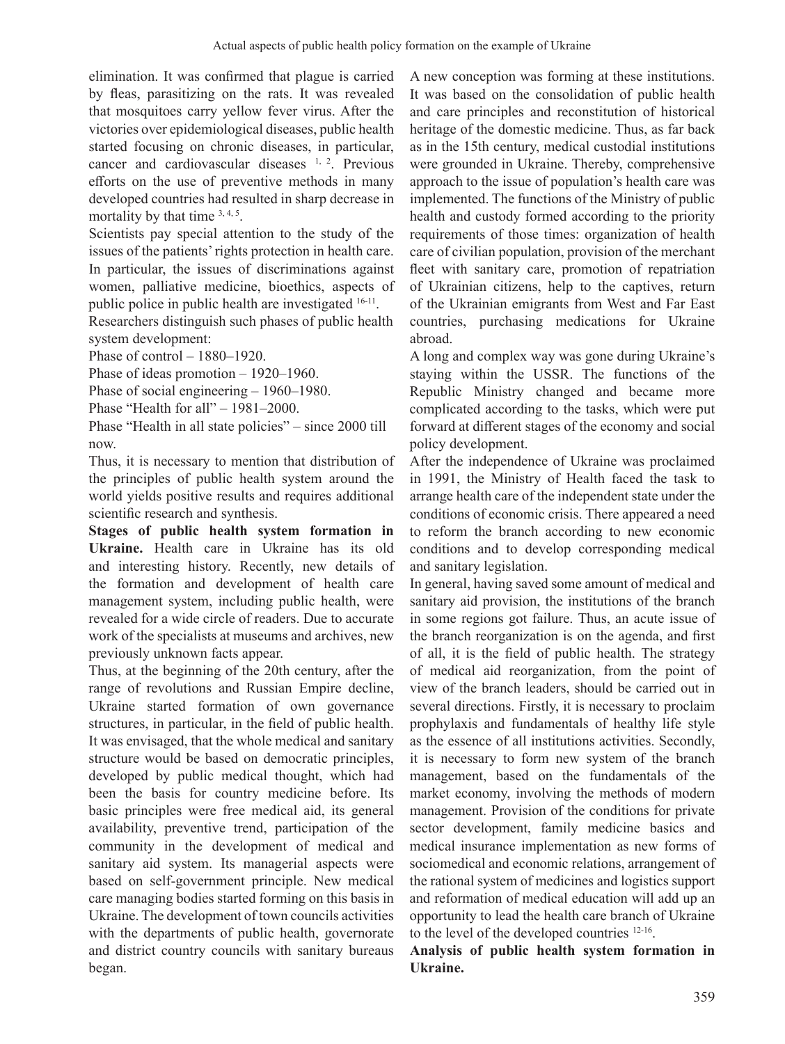elimination. It was confirmed that plague is carried by fleas, parasitizing on the rats. It was revealed that mosquitoes carry yellow fever virus. After the victories over epidemiological diseases, public health started focusing on chronic diseases, in particular, cancer and cardiovascular diseases [1, 2]. Previous efforts on the use of preventive methods in many developed countries had resulted in sharp decrease in mortality by that time [3, 4, 5].

Scientists pay special attention to the study of the issues of the patients' rights protection in health care. In particular, the issues of discriminations against women, palliative medicine, bioethics, aspects of public police in public health are investigated [16-11].

Researchers distinguish such phases of public health system development:

Phase of control – 1880–1920.

Phase of ideas promotion – 1920–1960.

Phase of social engineering – 1960–1980.

Phase "Health for all" – 1981–2000.

Phase "Health in all state policies" – since 2000 till now.

Thus, it is necessary to mention that distribution of the principles of public health system around the world yields positive results and requires additional scientific research and synthesis.

**Stages of public health system formation in Ukraine.** Health care in Ukraine has its old and interesting history. Recently, new details of the formation and development of health care management system, including public health, were revealed for a wide circle of readers. Due to accurate work of the specialists at museums and archives, new previously unknown facts appear.

Thus, at the beginning of the 20th century, after the range of revolutions and Russian Empire decline, Ukraine started formation of own governance structures, in particular, in the field of public health. It was envisaged, that the whole medical and sanitary structure would be based on democratic principles, developed by public medical thought, which had been the basis for country medicine before. Its basic principles were free medical aid, its general availability, preventive trend, participation of the community in the development of medical and sanitary aid system. Its managerial aspects were based on self-government principle. New medical care managing bodies started forming on this basis in Ukraine. The development of town councils activities with the departments of public health, governorate and district country councils with sanitary bureaus began.

A new conception was forming at these institutions. It was based on the consolidation of public health and care principles and reconstitution of historical heritage of the domestic medicine. Thus, as far back as in the 15th century, medical custodial institutions were grounded in Ukraine. Thereby, comprehensive approach to the issue of population's health care was implemented. The functions of the Ministry of public health and custody formed according to the priority requirements of those times: organization of health care of civilian population, provision of the merchant fleet with sanitary care, promotion of repatriation of Ukrainian citizens, help to the captives, return of the Ukrainian emigrants from West and Far East countries, purchasing medications for Ukraine abroad.

A long and complex way was gone during Ukraine's staying within the USSR. The functions of the Republic Ministry changed and became more complicated according to the tasks, which were put forward at different stages of the economy and social policy development.

After the independence of Ukraine was proclaimed in 1991, the Ministry of Health faced the task to arrange health care of the independent state under the conditions of economic crisis. There appeared a need to reform the branch according to new economic conditions and to develop corresponding medical and sanitary legislation.

In general, having saved some amount of medical and sanitary aid provision, the institutions of the branch in some regions got failure. Thus, an acute issue of the branch reorganization is on the agenda, and first of all, it is the field of public health. The strategy of medical aid reorganization, from the point of view of the branch leaders, should be carried out in several directions. Firstly, it is necessary to proclaim prophylaxis and fundamentals of healthy life style as the essence of all institutions activities. Secondly, it is necessary to form new system of the branch management, based on the fundamentals of the market economy, involving the methods of modern management. Provision of the conditions for private sector development, family medicine basics and medical insurance implementation as new forms of sociomedical and economic relations, arrangement of the rational system of medicines and logistics support and reformation of medical education will add up an opportunity to lead the health care branch of Ukraine to the level of the developed countries [12-16].

**Analysis of public health system formation in Ukraine.**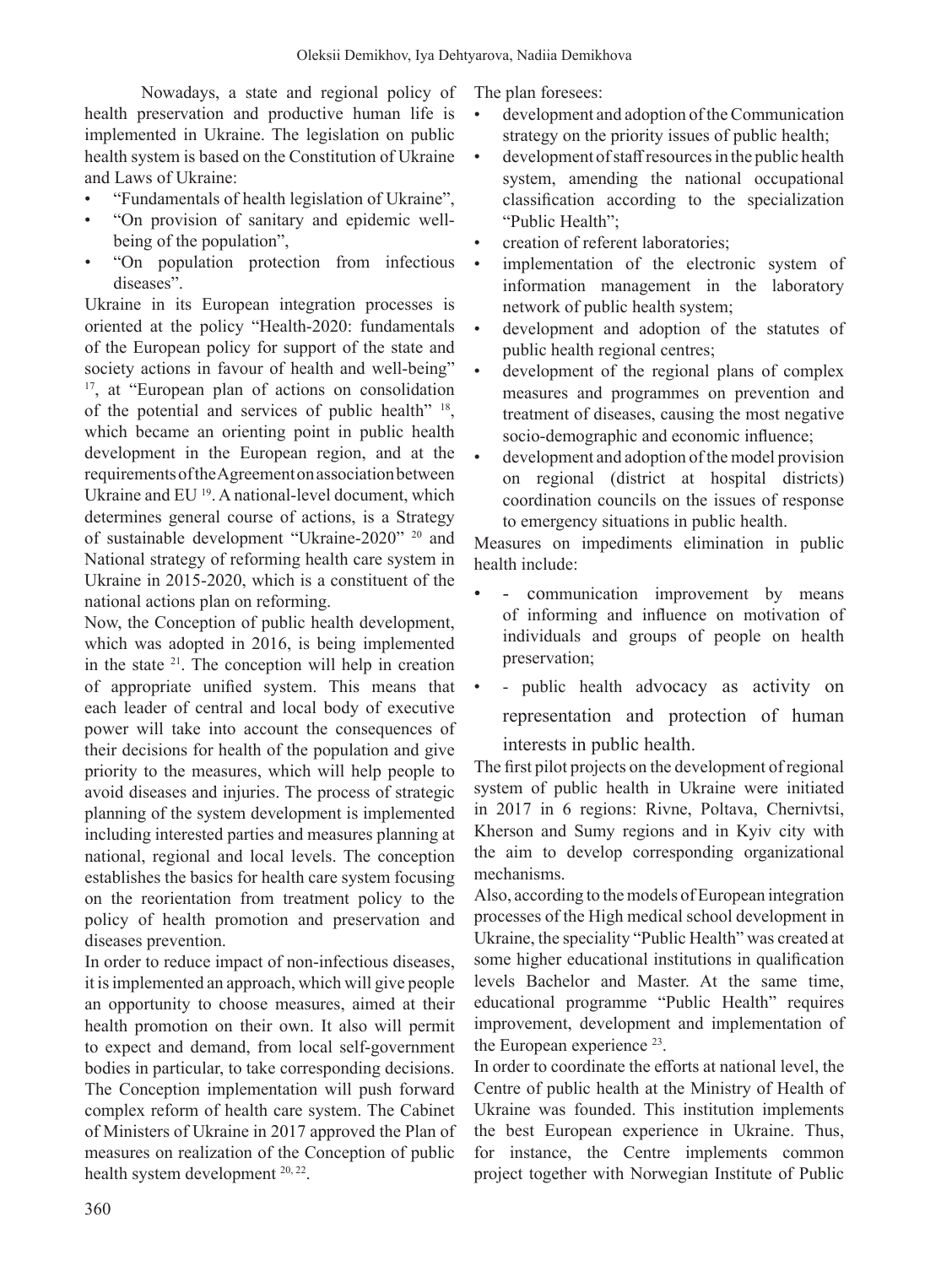Nowadays, a state and regional policy of health preservation and productive human life is implemented in Ukraine. The legislation on public health system is based on the Constitution of Ukraine and Laws of Ukraine:

- "Fundamentals of health legislation of Ukraine",
- "On provision of sanitary and epidemic well-being of the population",
- "On population protection from infectious diseases".

Ukraine in its European integration processes is oriented at the policy "Health-2020: fundamentals of the European policy for support of the state and society actions in favour of health and well-being" [17], at "European plan of actions on consolidation of the potential and services of public health" [18], which became an orienting point in public health development in the European region, and at the requirements of the Agreement on association between Ukraine and EU [19]. A national-level document, which determines general course of actions, is a Strategy of sustainable development "Ukraine-2020" [20] and National strategy of reforming health care system in Ukraine in 2015-2020, which is a constituent of the national actions plan on reforming.

Now, the Conception of public health development, which was adopted in 2016, is being implemented in the state [21]. The conception will help in creation of appropriate unified system. This means that each leader of central and local body of executive power will take into account the consequences of their decisions for health of the population and give priority to the measures, which will help people to avoid diseases and injuries. The process of strategic planning of the system development is implemented including interested parties and measures planning at national, regional and local levels. The conception establishes the basics for health care system focusing on the reorientation from treatment policy to the policy of health promotion and preservation and diseases prevention.

In order to reduce impact of non-infectious diseases, it is implemented an approach, which will give people an opportunity to choose measures, aimed at their health promotion on their own. It also will permit to expect and demand, from local self-government bodies in particular, to take corresponding decisions. The Conception implementation will push forward complex reform of health care system. The Cabinet of Ministers of Ukraine in 2017 approved the Plan of measures on realization of the Conception of public health system development [20, 22].

The plan foresees:

- development and adoption of the Communication strategy on the priority issues of public health;
- development of staff resources in the public health system, amending the national occupational classification according to the specialization "Public Health";
- creation of referent laboratories;
- implementation of the electronic system of information management in the laboratory network of public health system;
- development and adoption of the statutes of public health regional centres;
- development of the regional plans of complex measures and programmes on prevention and treatment of diseases, causing the most negative socio-demographic and economic influence;
- development and adoption of the model provision on regional (district at hospital districts) coordination councils on the issues of response to emergency situations in public health.

Measures on impediments elimination in public health include:

- - communication improvement by means of informing and influence on motivation of individuals and groups of people on health preservation;
- - public health advocacy as activity on representation and protection of human interests in public health.

The first pilot projects on the development of regional system of public health in Ukraine were initiated in 2017 in 6 regions: Rivne, Poltava, Chernivtsi, Kherson and Sumy regions and in Kyiv city with the aim to develop corresponding organizational mechanisms.

Also, according to the models of European integration processes of the High medical school development in Ukraine, the speciality "Public Health" was created at some higher educational institutions in qualification levels Bachelor and Master. At the same time, educational programme "Public Health" requires improvement, development and implementation of the European experience [23].

In order to coordinate the efforts at national level, the Centre of public health at the Ministry of Health of Ukraine was founded. This institution implements the best European experience in Ukraine. Thus, for instance, the Centre implements common project together with Norwegian Institute of Public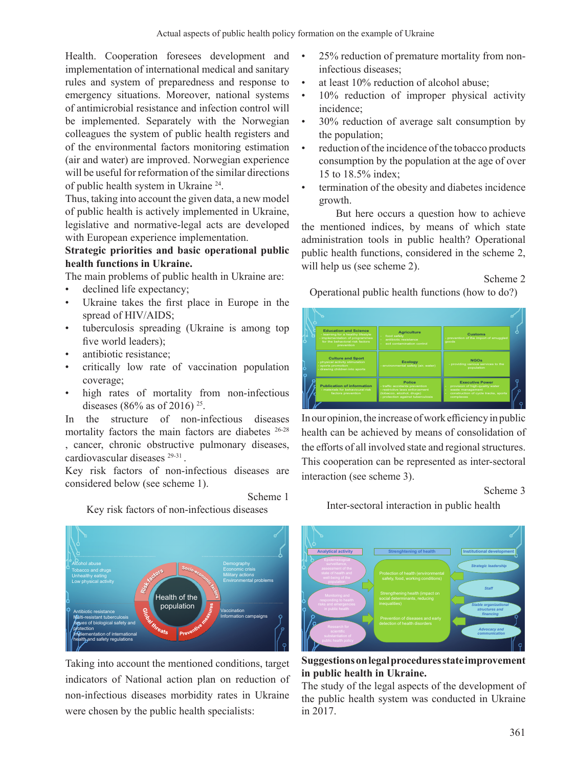Health. Cooperation foresees development and implementation of international medical and sanitary rules and system of preparedness and response to emergency situations. Moreover, national systems of antimicrobial resistance and infection control will be implemented. Separately with the Norwegian colleagues the system of public health registers and of the environmental factors monitoring estimation (air and water) are improved. Norwegian experience will be useful for reformation of the similar directions of public health system in Ukraine [24].

Thus, taking into account the given data, a new model of public health is actively implemented in Ukraine, legislative and normative-legal acts are developed with European experience implementation.

**Strategic priorities and basic operational public health functions in Ukraine.**

The main problems of public health in Ukraine are:

- declined life expectancy;
- Ukraine takes the first place in Europe in the spread of HIV/AIDS;
- tuberculosis spreading (Ukraine is among top five world leaders);
- antibiotic resistance;
- critically low rate of vaccination population coverage;
- high rates of mortality from non-infectious diseases (86% as of 2016) [25].

In the structure of non-infectious diseases mortality factors the main factors are diabetes [26-28], cancer, chronic obstructive pulmonary diseases, cardiovascular diseases [29-31].

Key risk factors of non-infectious diseases are considered below (see scheme 1).

Scheme 1

Key risk factors of non-infectious diseases

Taking into account the mentioned conditions, target indicators of National action plan on reduction of non-infectious diseases morbidity rates in Ukraine were chosen by the public health specialists:

- 25% reduction of premature mortality from non-infectious diseases;
- at least 10% reduction of alcohol abuse;
- 10% reduction of improper physical activity incidence;
- 30% reduction of average salt consumption by the population;
- reduction of the incidence of the tobacco products consumption by the population at the age of over 15 to 18.5% index;
- termination of the obesity and diabetes incidence growth.

But here occurs a question how to achieve the mentioned indices, by means of which state administration tools in public health? Operational public health functions, considered in the scheme 2, will help us (see scheme 2).

Scheme 2

Operational public health functions (how to do?)

In our opinion, the increase of work efficiency in public health can be achieved by means of consolidation of the efforts of all involved state and regional structures. This cooperation can be represented as inter-sectoral interaction (see scheme 3).

Scheme 3

Inter-sectoral interaction in public health

**Suggestions on legal procedures state improvement in public health in Ukraine.**

The study of the legal aspects of the development of the public health system was conducted in Ukraine in 2017.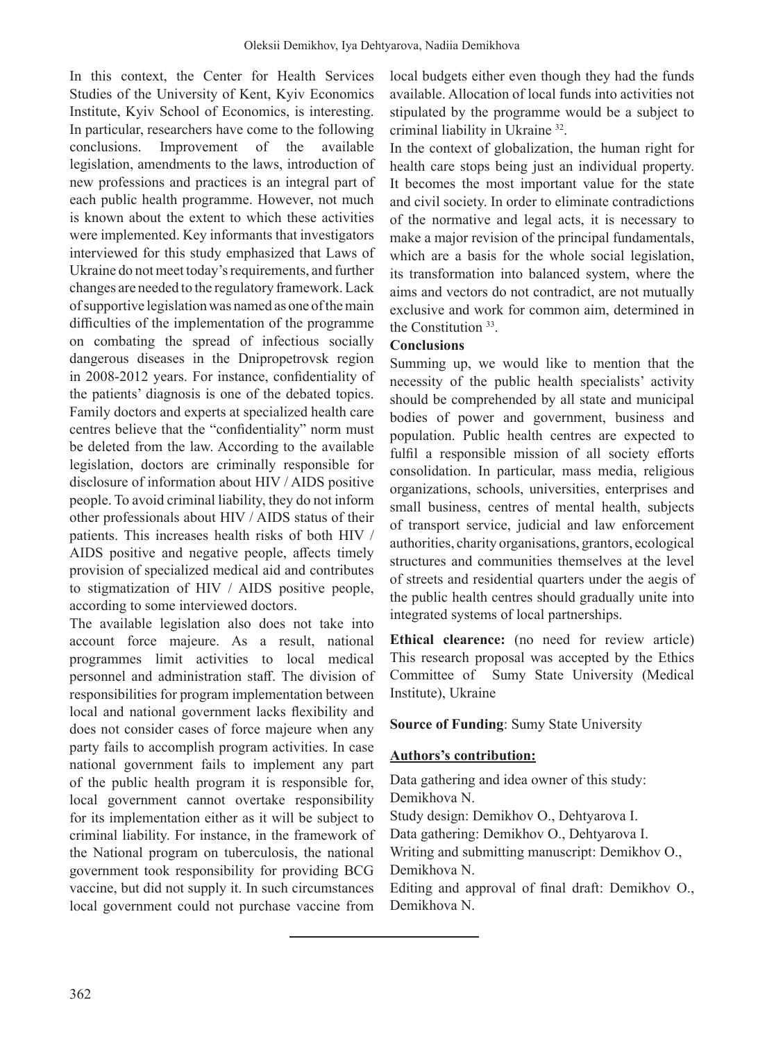In this context, the Center for Health Services Studies of the University of Kent, Kyiv Economics Institute, Kyiv School of Economics, is interesting. In particular, researchers have come to the following conclusions. Improvement of the available legislation, amendments to the laws, introduction of new professions and practices is an integral part of each public health programme. However, not much is known about the extent to which these activities were implemented. Key informants that investigators interviewed for this study emphasized that Laws of Ukraine do not meet today's requirements, and further changes are needed to the regulatory framework. Lack of supportive legislation was named as one of the main difficulties of the implementation of the programme on combating the spread of infectious socially dangerous diseases in the Dnipropetrovsk region in 2008-2012 years. For instance, confidentiality of the patients' diagnosis is one of the debated topics. Family doctors and experts at specialized health care centres believe that the "confidentiality" norm must be deleted from the law. According to the available legislation, doctors are criminally responsible for disclosure of information about HIV / AIDS positive people. To avoid criminal liability, they do not inform other professionals about HIV / AIDS status of their patients. This increases health risks of both HIV / AIDS positive and negative people, affects timely provision of specialized medical aid and contributes to stigmatization of HIV / AIDS positive people, according to some interviewed doctors.

The available legislation also does not take into account force majeure. As a result, national programmes limit activities to local medical personnel and administration staff. The division of responsibilities for program implementation between local and national government lacks flexibility and does not consider cases of force majeure when any party fails to accomplish program activities. In case national government fails to implement any part of the public health program it is responsible for, local government cannot overtake responsibility for its implementation either as it will be subject to criminal liability. For instance, in the framework of the National program on tuberculosis, the national government took responsibility for providing BCG vaccine, but did not supply it. In such circumstances local government could not purchase vaccine from local budgets either even though they had the funds available. Allocation of local funds into activities not stipulated by the programme would be a subject to criminal liability in Ukraine [32].

In the context of globalization, the human right for health care stops being just an individual property. It becomes the most important value for the state and civil society. In order to eliminate contradictions of the normative and legal acts, it is necessary to make a major revision of the principal fundamentals, which are a basis for the whole social legislation, its transformation into balanced system, where the aims and vectors do not contradict, are not mutually exclusive and work for common aim, determined in the Constitution [33].

## Conclusions

Summing up, we would like to mention that the necessity of the public health specialists' activity should be comprehended by all state and municipal bodies of power and government, business and population. Public health centres are expected to fulfil a responsible mission of all society efforts consolidation. In particular, mass media, religious organizations, schools, universities, enterprises and small business, centres of mental health, subjects of transport service, judicial and law enforcement authorities, charity organisations, grantors, ecological structures and communities themselves at the level of streets and residential quarters under the aegis of the public health centres should gradually unite into integrated systems of local partnerships.

**Ethical clearence:** (no need for review article) This research proposal was accepted by the Ethics Committee of Sumy State University (Medical Institute), Ukraine

**Source of Funding**: Sumy State University

**Authors's contribution:**

Data gathering and idea owner of this study: Demikhova N.

Study design: Demikhov O., Dehtyarova I.

Data gathering: Demikhov O., Dehtyarova I.

Writing and submitting manuscript: Demikhov O., Demikhova N.

Editing and approval of final draft: Demikhov O., Demikhova N.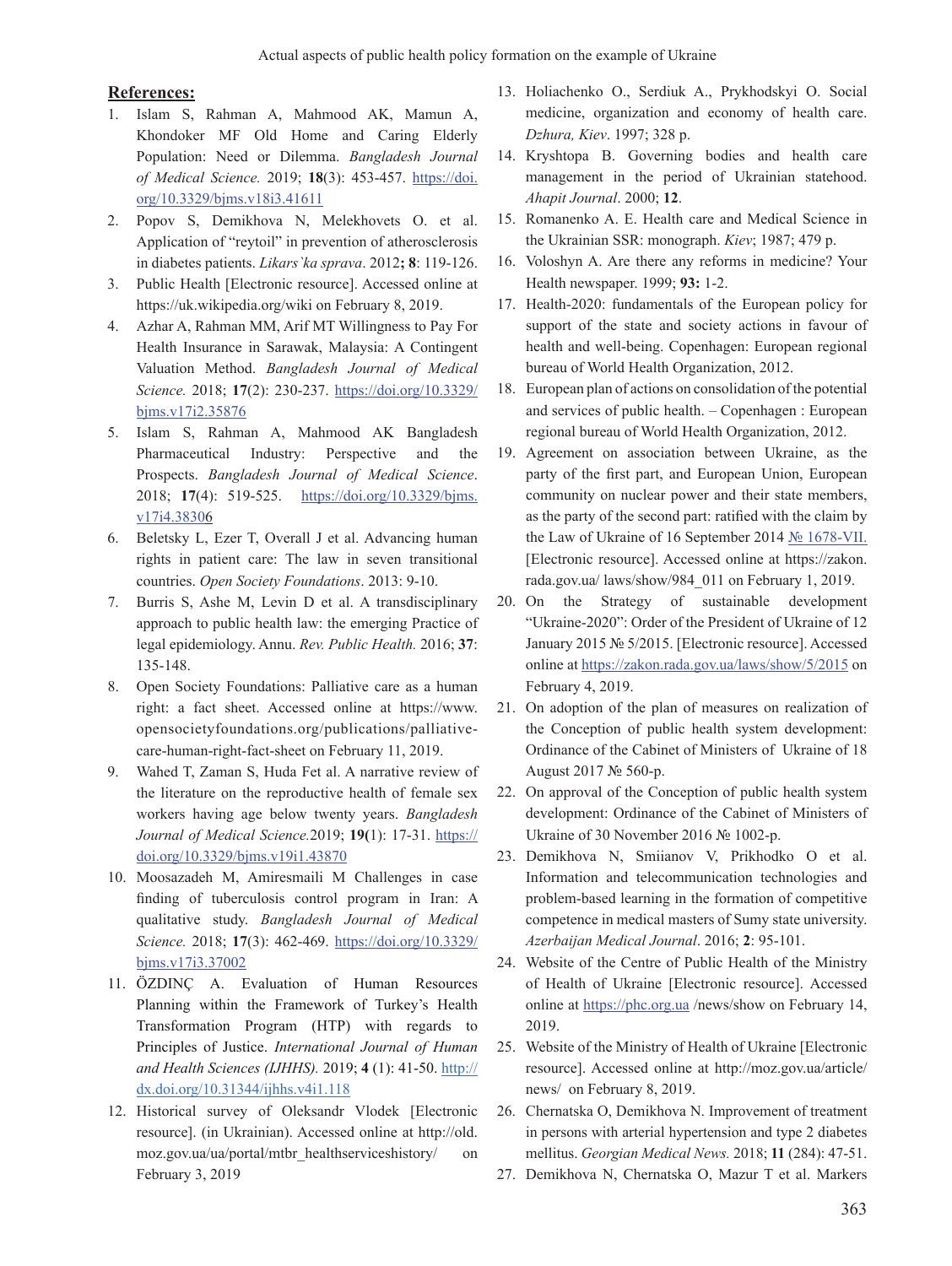**References:**

1. Islam S, Rahman A, Mahmood AK, Mamun A, Khondoker MF Old Home and Caring Elderly Population: Need or Dilemma. *Bangladesh Journal of Medical Science.* 2019; **18**(3): 453-457. https://doi.org/10.3329/bjms.v18i3.41611
2. Popov S, Demikhova N, Melekhovets O. et al. Application of "reytoil" in prevention of atherosclerosis in diabetes patients. *Likars`ka sprava*. 2012**; 8**: 119-126.
3. Public Health [Electronic resource]. Accessed online at https://uk.wikipedia.org/wiki on February 8, 2019.
4. Azhar A, Rahman MM, Arif MT Willingness to Pay For Health Insurance in Sarawak, Malaysia: A Contingent Valuation Method. *Bangladesh Journal of Medical Science.* 2018; **17**(2): 230-237. https://doi.org/10.3329/bjms.v17i2.35876
5. Islam S, Rahman A, Mahmood AK Bangladesh Pharmaceutical Industry: Perspective and the Prospects. *Bangladesh Journal of Medical Science*. 2018; **17**(4): 519-525. https://doi.org/10.3329/bjms.v17i4.38306
6. Beletsky L, Ezer T, Overall J et al. Advancing human rights in patient care: The law in seven transitional countries. *Open Society Foundations*. 2013: 9-10.
7. Burris S, Ashe M, Levin D et al. A transdisciplinary approach to public health law: the emerging Practice of legal epidemiology. Annu. *Rev. Public Health.* 2016; **37**: 135-148.
8. Open Society Foundations: Palliative care as a human right: a fact sheet. Accessed online at https://www.opensocietyfoundations.org/publications/palliative-care-human-right-fact-sheet on February 11, 2019.
9. Wahed T, Zaman S, Huda Fet al. A narrative review of the literature on the reproductive health of female sex workers having age below twenty years. *Bangladesh Journal of Medical Science.*2019; **19**(1): 17-31. https://doi.org/10.3329/bjms.v19i1.43870
10. Moosazadeh M, Amiresmaili M Challenges in case finding of tuberculosis control program in Iran: A qualitative study. *Bangladesh Journal of Medical Science.* 2018; **17**(3): 462-469. https://doi.org/10.3329/bjms.v17i3.37002
11. ÖZDINÇ A. Evaluation of Human Resources Planning within the Framework of Turkey's Health Transformation Program (HTP) with regards to Principles of Justice. *International Journal of Human and Health Sciences (IJHHS).* 2019; **4** **(**1): 41-50. http://dx.doi.org/10.31344/ijhhs.v4i1.118
12. Historical survey of Oleksandr Vlodek [Electronic resource]. (in Ukrainian). Accessed online at http://old.moz.gov.ua/ua/portal/mtbr_healthserviceshistory/ on February 3, 2019
13. Holiachenko O., Serdiuk A., Prykhodskyi O. Social medicine, organization and economy of health care. *Dzhura, Kiev*. 1997; 328 p.
14. Kryshtopa B. Governing bodies and health care management in the period of Ukrainian statehood. *Ahapit Journal*. 2000; **12**.
15. Romanenko A. E. Health care and Medical Science in the Ukrainian SSR: monograph. *Kiev*; 1987; 479 p.
16. Voloshyn A. Are there any reforms in medicine? Your Health newspaper. 1999; **93:** 1-2.
17. Health-2020: fundamentals of the European policy for support of the state and society actions in favour of health and well-being. Copenhagen: European regional bureau of World Health Organization, 2012.
18. European plan of actions on consolidation of the potential and services of public health. – Copenhagen : European regional bureau of World Health Organization, 2012.
19. Agreement on association between Ukraine, as the party of the first part, and European Union, European community on nuclear power and their state members, as the party of the second part: ratified with the claim by the Law of Ukraine of 16 September 2014 № 1678-VII. [Electronic resource]. Accessed online at https://zakon.rada.gov.ua/ laws/show/984_011 on February 1, 2019.
20. On the Strategy of sustainable development "Ukraine-2020": Order of the President of Ukraine of 12 January 2015 № 5/2015. [Electronic resource]. Accessed online at https://zakon.rada.gov.ua/laws/show/5/2015 on February 4, 2019.
21. On adoption of the plan of measures on realization of the Conception of public health system development: Ordinance of the Cabinet of Ministers of Ukraine of 18 August 2017 № 560-р.
22. On approval of the Conception of public health system development: Ordinance of the Cabinet of Ministers of Ukraine of 30 November 2016 № 1002-р.
23. Demikhova N, Smiianov V, Prikhodko O et al. Information and telecommunication technologies and problem-based learning in the formation of competitive competence in medical masters of Sumy state university. *Azerbaijan Medical Journal*. 2016; **2**: 95-101.
24. Website of the Centre of Public Health of the Ministry of Health of Ukraine [Electronic resource]. Accessed online at https://phc.org.ua /news/show on February 14, 2019.
25. Website of the Ministry of Health of Ukraine [Electronic resource]. Accessed online at http://moz.gov.ua/article/news/ on February 8, 2019.
26. Chernatska O, Demikhova N. Improvement of treatment in persons with arterial hypertension and type 2 diabetes mellitus. *Georgian Medical News.* 2018; **11** (284): 47-51.
27. Demikhova N, Chernatska O, Mazur T et al. Markers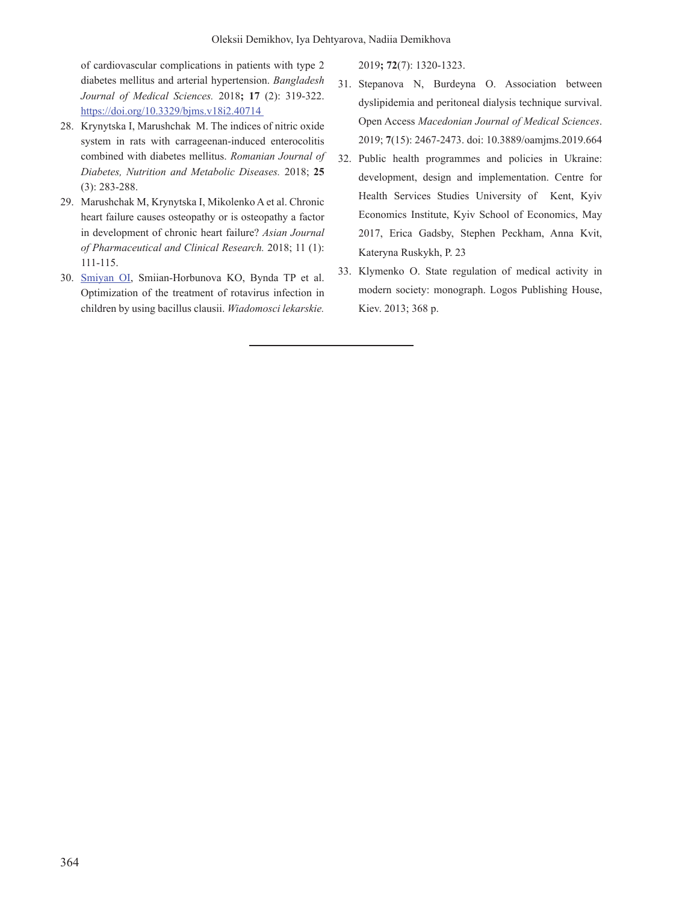of cardiovascular complications in patients with type 2 diabetes mellitus and arterial hypertension. *Bangladesh Journal of Medical Sciences.* 2018**; 17** (2): 319-322. https://doi.org/10.3329/bjms.v18i2.40714

28. Krynytska I, Marushchak M. The indices of nitric oxide system in rats with carrageenan-induced enterocolitis combined with diabetes mellitus. *Romanian Journal of Diabetes, Nutrition and Metabolic Diseases.* 2018; **25** (3): 283-288.
29. Marushchak M, Krynytska I, Mikolenko A et al. Chronic heart failure causes osteopathy or is osteopathy a factor in development of chronic heart failure? *Asian Journal of Pharmaceutical and Clinical Research.* 2018; 11 (1): 111-115.
30. Smiyan OI, Smiian-Horbunova KO, Bynda TP et al. Optimization of the treatment of rotavirus infection in children by using bacillus clausii. *Wiadomosci lekarskie.* 2019**; 72**(7): 1320-1323.
31. Stepanova N, Burdeyna O. Association between dyslipidemia and peritoneal dialysis technique survival. Open Access *Macedonian Journal of Medical Sciences*. 2019; **7**(15): 2467-2473. doi: 10.3889/oamjms.2019.664
32. Public health programmes and policies in Ukraine: development, design and implementation. Centre for Health Services Studies University of Kent, Kyiv Economics Institute, Kyiv School of Economics, May 2017, Erica Gadsby, Stephen Peckham, Anna Kvit, Kateryna Ruskykh, P. 23
33. Klymenko O. State regulation of medical activity in modern society: monograph. Logos Publishing House, Kiev. 2013; 368 p.